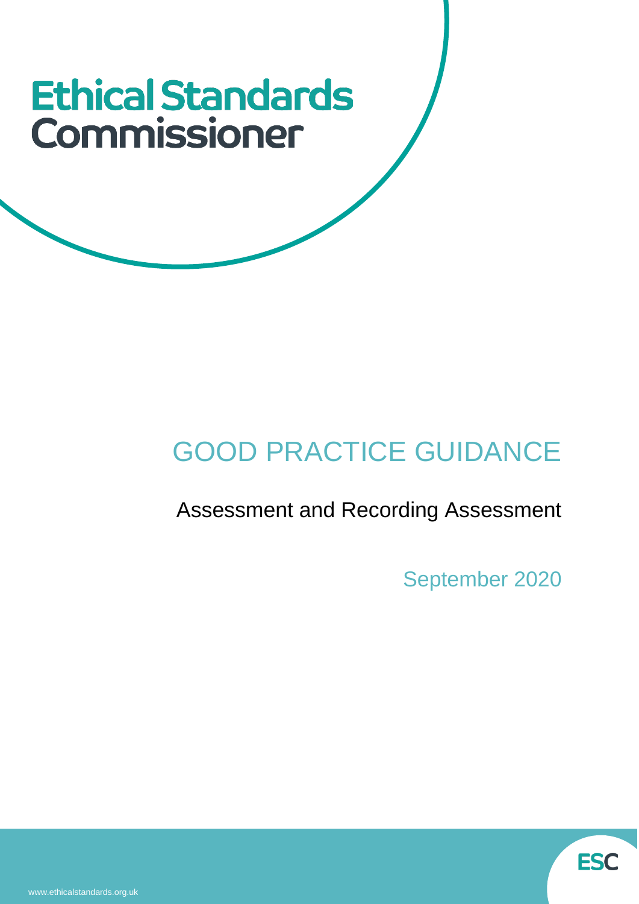# Ethical Standards Commissioner

## GOOD PRACTICE GUIDANCE

Assessment and Recording Assessment

September 2020

ESC

www.ethicalstandards.org.uk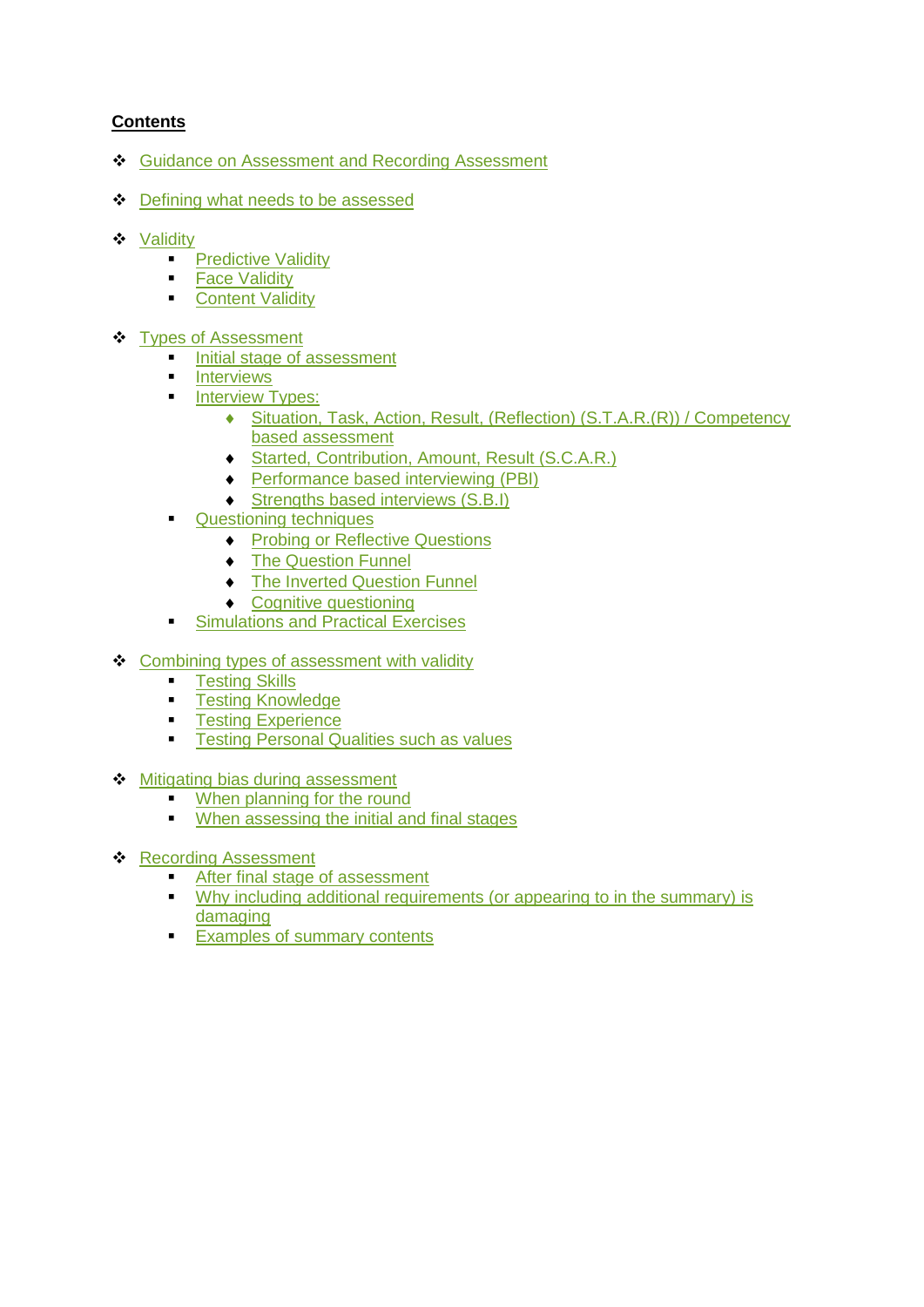**Contents**

- Guidance on Assessment and Recording Assessment
- Defining what needs to be assessed
- Validity
    - Predictive Validity
    - Face Validity
    - Content Validity
- Types of Assessment
    - Initial stage of assessment
    - Interviews
    - Interview Types:
        - Situation, Task, Action, Result, (Reflection) (S.T.A.R.(R)) / Competency based assessment
        - Started, Contribution, Amount, Result (S.C.A.R.)
        - Performance based interviewing (PBI)
        - Strengths based interviews (S.B.I)
    - Questioning techniques
        - Probing or Reflective Questions
        - The Question Funnel
        - The Inverted Question Funnel
        - Cognitive questioning
    - Simulations and Practical Exercises
- Combining types of assessment with validity
    - Testing Skills
    - Testing Knowledge
    - Testing Experience
    - Testing Personal Qualities such as values
- Mitigating bias during assessment
    - When planning for the round
    - When assessing the initial and final stages
- Recording Assessment
    - After final stage of assessment
    - Why including additional requirements (or appearing to in the summary) is damaging
    - Examples of summary contents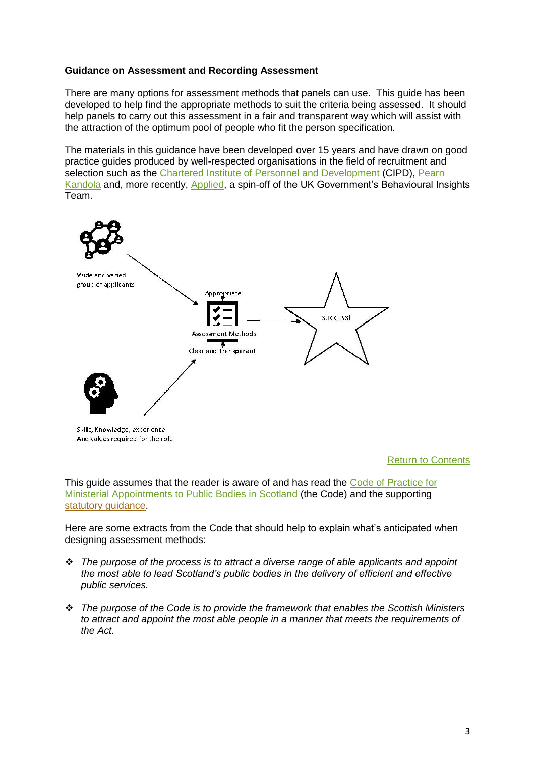**Guidance on Assessment and Recording Assessment**

There are many options for assessment methods that panels can use. This guide has been developed to help find the appropriate methods to suit the criteria being assessed. It should help panels to carry out this assessment in a fair and transparent way which will assist with the attraction of the optimum pool of people who fit the person specification.

The materials in this guidance have been developed over 15 years and have drawn on good practice guides produced by well-respected organisations in the field of recruitment and selection such as the Chartered Institute of Personnel and Development (CIPD), Pearn Kandola and, more recently, Applied, a spin-off of the UK Government's Behavioural Insights Team.

Wide and varied group of applicants

Appropriate

Assessment Methods

Clear and Transparent

SUCCESS!

Skills, Knowledge, experience And values required for the role

Return to Contents

This guide assumes that the reader is aware of and has read the Code of Practice for Ministerial Appointments to Public Bodies in Scotland (the Code) and the supporting statutory guidance.

Here are some extracts from the Code that should help to explain what's anticipated when designing assessment methods:

- *The purpose of the process is to attract a diverse range of able applicants and appoint the most able to lead Scotland's public bodies in the delivery of efficient and effective public services.*

- *The purpose of the Code is to provide the framework that enables the Scottish Ministers to attract and appoint the most able people in a manner that meets the requirements of the Act.*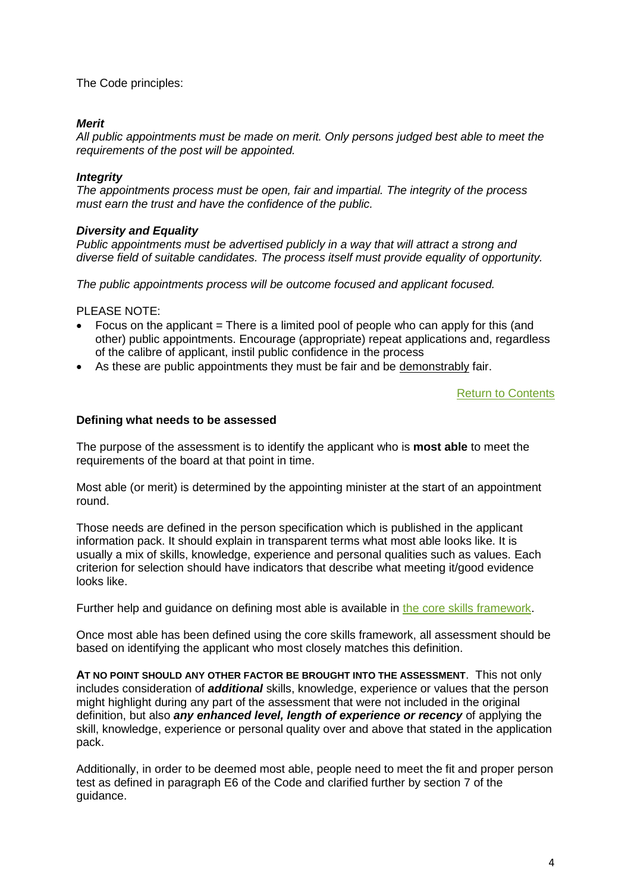The Code principles:

***Merit***
*All public appointments must be made on merit. Only persons judged best able to meet the requirements of the post will be appointed.*

***Integrity***
*The appointments process must be open, fair and impartial. The integrity of the process must earn the trust and have the confidence of the public.*

***Diversity and Equality***
*Public appointments must be advertised publicly in a way that will attract a strong and diverse field of suitable candidates. The process itself must provide equality of opportunity.*

*The public appointments process will be outcome focused and applicant focused.*

PLEASE NOTE:

- Focus on the applicant = There is a limited pool of people who can apply for this (and other) public appointments. Encourage (appropriate) repeat applications and, regardless of the calibre of applicant, instil public confidence in the process
- As these are public appointments they must be fair and be demonstrably fair.

Return to Contents

**Defining what needs to be assessed**

The purpose of the assessment is to identify the applicant who is **most able** to meet the requirements of the board at that point in time.

Most able (or merit) is determined by the appointing minister at the start of an appointment round.

Those needs are defined in the person specification which is published in the applicant information pack. It should explain in transparent terms what most able looks like. It is usually a mix of skills, knowledge, experience and personal qualities such as values. Each criterion for selection should have indicators that describe what meeting it/good evidence looks like.

Further help and guidance on defining most able is available in the core skills framework.

Once most able has been defined using the core skills framework, all assessment should be based on identifying the applicant who most closely matches this definition.

**AT NO POINT SHOULD ANY OTHER FACTOR BE BROUGHT INTO THE ASSESSMENT**. This not only includes consideration of ***additional*** skills, knowledge, experience or values that the person might highlight during any part of the assessment that were not included in the original definition, but also ***any enhanced level, length of experience or recency*** of applying the skill, knowledge, experience or personal quality over and above that stated in the application pack.

Additionally, in order to be deemed most able, people need to meet the fit and proper person test as defined in paragraph E6 of the Code and clarified further by section 7 of the guidance.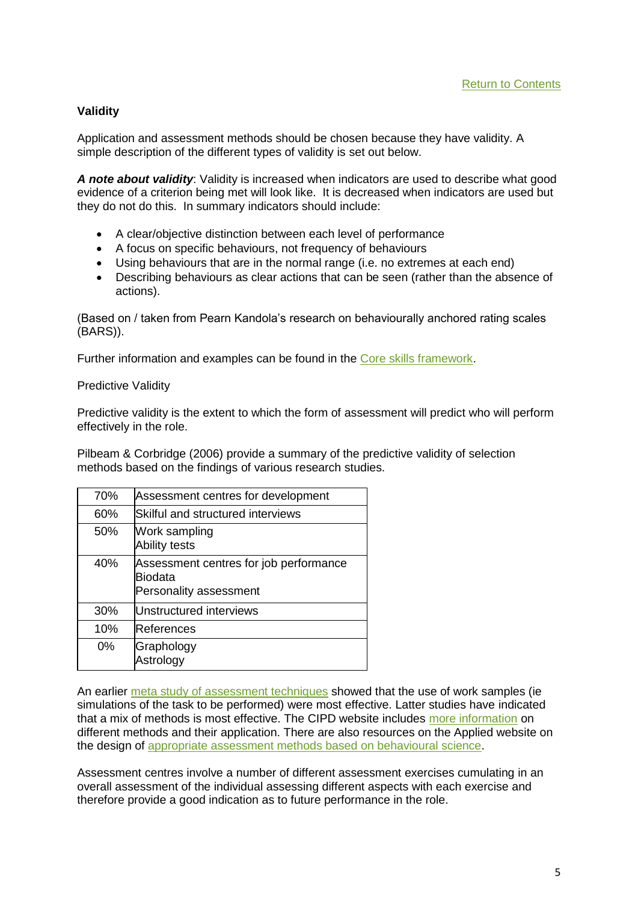[Return to Contents](#)

## Validity

Application and assessment methods should be chosen because they have validity. A simple description of the different types of validity is set out below.

***A note about validity***: Validity is increased when indicators are used to describe what good evidence of a criterion being met will look like. It is decreased when indicators are used but they do not do this. In summary indicators should include:

- A clear/objective distinction between each level of performance
- A focus on specific behaviours, not frequency of behaviours
- Using behaviours that are in the normal range (i.e. no extremes at each end)
- Describing behaviours as clear actions that can be seen (rather than the absence of actions).

(Based on / taken from Pearn Kandola's research on behaviourally anchored rating scales (BARS)).

Further information and examples can be found in the [Core skills framework](#).

Predictive Validity

Predictive validity is the extent to which the form of assessment will predict who will perform effectively in the role.

Pilbeam & Corbridge (2006) provide a summary of the predictive validity of selection methods based on the findings of various research studies.

| | |
|---|---|
| 70% | Assessment centres for development |
| 60% | Skilful and structured interviews |
| 50% | Work sampling<br>Ability tests |
| 40% | Assessment centres for job performance<br>Biodata<br>Personality assessment |
| 30% | Unstructured interviews |
| 10% | References |
| 0% | Graphology<br>Astrology |

An earlier [meta study of assessment techniques](#) showed that the use of work samples (ie simulations of the task to be performed) were most effective. Latter studies have indicated that a mix of methods is most effective. The CIPD website includes [more information](#) on different methods and their application. There are also resources on the Applied website on the design of [appropriate assessment methods based on behavioural science](#).

Assessment centres involve a number of different assessment exercises cumulating in an overall assessment of the individual assessing different aspects with each exercise and therefore provide a good indication as to future performance in the role.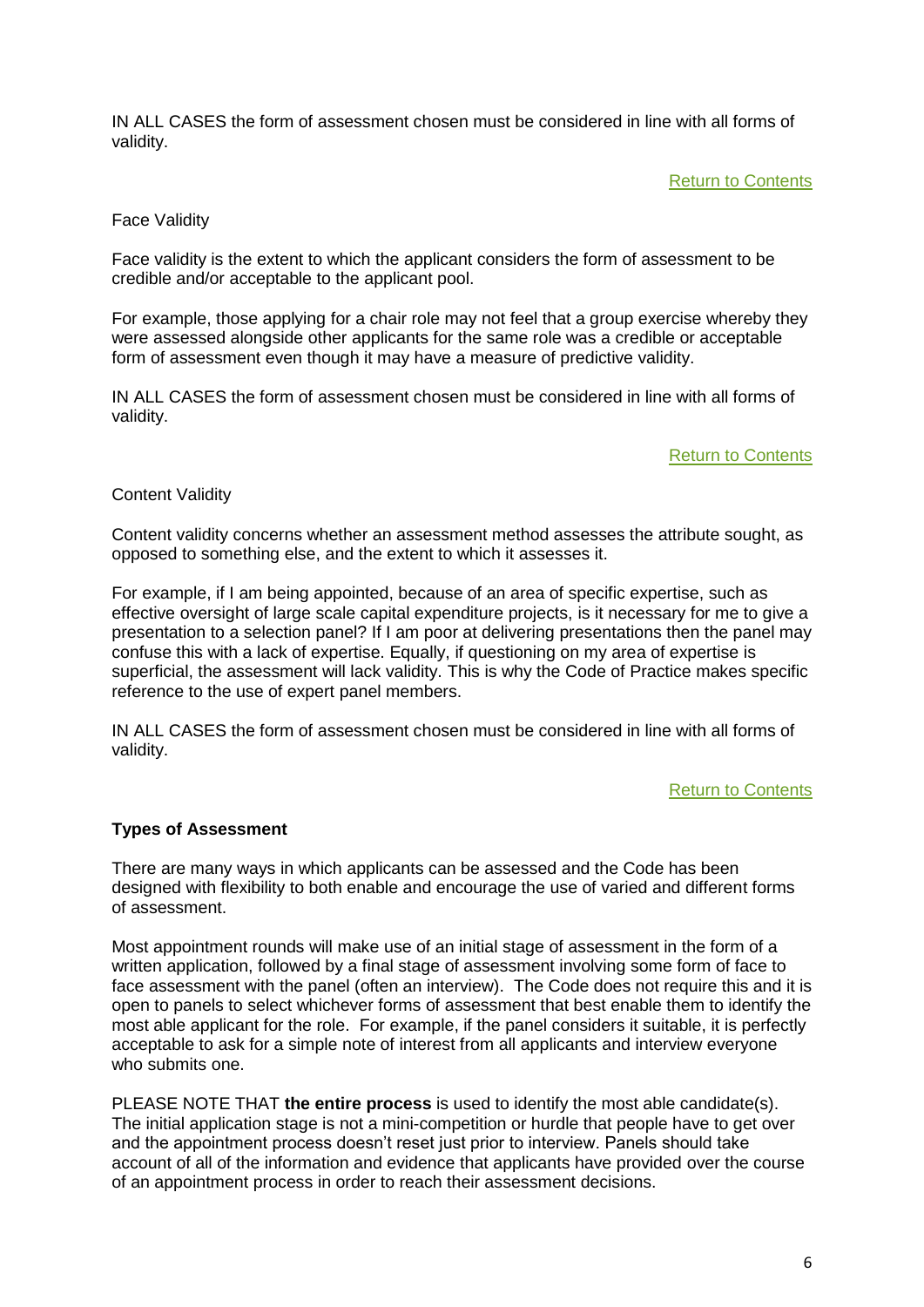IN ALL CASES the form of assessment chosen must be considered in line with all forms of validity.

Return to Contents

Face Validity

Face validity is the extent to which the applicant considers the form of assessment to be credible and/or acceptable to the applicant pool.

For example, those applying for a chair role may not feel that a group exercise whereby they were assessed alongside other applicants for the same role was a credible or acceptable form of assessment even though it may have a measure of predictive validity.

IN ALL CASES the form of assessment chosen must be considered in line with all forms of validity.

Return to Contents

Content Validity

Content validity concerns whether an assessment method assesses the attribute sought, as opposed to something else, and the extent to which it assesses it.

For example, if I am being appointed, because of an area of specific expertise, such as effective oversight of large scale capital expenditure projects, is it necessary for me to give a presentation to a selection panel? If I am poor at delivering presentations then the panel may confuse this with a lack of expertise. Equally, if questioning on my area of expertise is superficial, the assessment will lack validity. This is why the Code of Practice makes specific reference to the use of expert panel members.

IN ALL CASES the form of assessment chosen must be considered in line with all forms of validity.

Return to Contents

**Types of Assessment**

There are many ways in which applicants can be assessed and the Code has been designed with flexibility to both enable and encourage the use of varied and different forms of assessment.

Most appointment rounds will make use of an initial stage of assessment in the form of a written application, followed by a final stage of assessment involving some form of face to face assessment with the panel (often an interview). The Code does not require this and it is open to panels to select whichever forms of assessment that best enable them to identify the most able applicant for the role. For example, if the panel considers it suitable, it is perfectly acceptable to ask for a simple note of interest from all applicants and interview everyone who submits one.

PLEASE NOTE THAT **the entire process** is used to identify the most able candidate(s). The initial application stage is not a mini-competition or hurdle that people have to get over and the appointment process doesn't reset just prior to interview. Panels should take account of all of the information and evidence that applicants have provided over the course of an appointment process in order to reach their assessment decisions.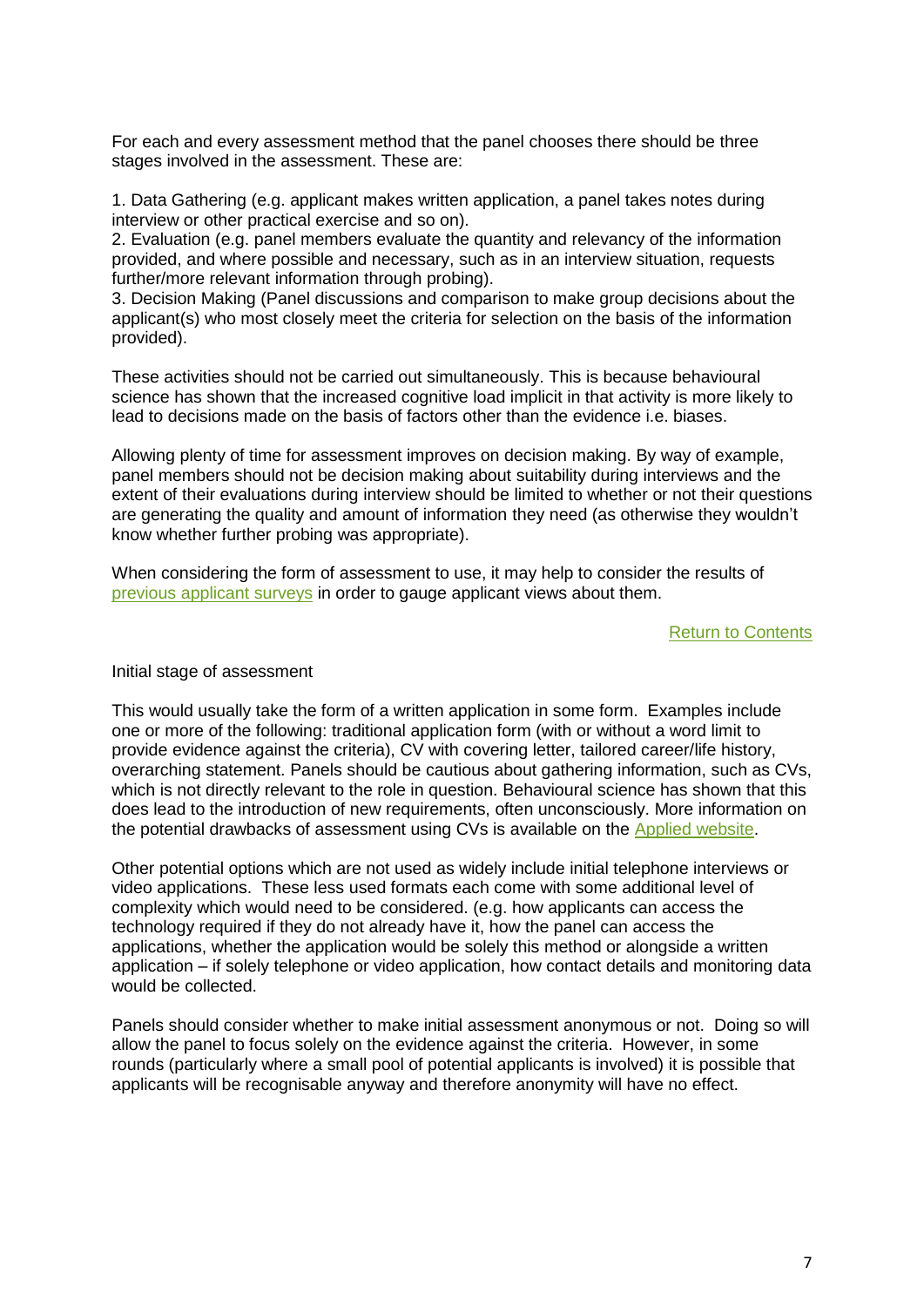For each and every assessment method that the panel chooses there should be three stages involved in the assessment. These are:

1. Data Gathering (e.g. applicant makes written application, a panel takes notes during interview or other practical exercise and so on).
2. Evaluation (e.g. panel members evaluate the quantity and relevancy of the information provided, and where possible and necessary, such as in an interview situation, requests further/more relevant information through probing).
3. Decision Making (Panel discussions and comparison to make group decisions about the applicant(s) who most closely meet the criteria for selection on the basis of the information provided).

These activities should not be carried out simultaneously. This is because behavioural science has shown that the increased cognitive load implicit in that activity is more likely to lead to decisions made on the basis of factors other than the evidence i.e. biases.

Allowing plenty of time for assessment improves on decision making. By way of example, panel members should not be decision making about suitability during interviews and the extent of their evaluations during interview should be limited to whether or not their questions are generating the quality and amount of information they need (as otherwise they wouldn't know whether further probing was appropriate).

When considering the form of assessment to use, it may help to consider the results of previous applicant surveys in order to gauge applicant views about them.

Return to Contents

Initial stage of assessment

This would usually take the form of a written application in some form. Examples include one or more of the following: traditional application form (with or without a word limit to provide evidence against the criteria), CV with covering letter, tailored career/life history, overarching statement. Panels should be cautious about gathering information, such as CVs, which is not directly relevant to the role in question. Behavioural science has shown that this does lead to the introduction of new requirements, often unconsciously. More information on the potential drawbacks of assessment using CVs is available on the Applied website.

Other potential options which are not used as widely include initial telephone interviews or video applications. These less used formats each come with some additional level of complexity which would need to be considered. (e.g. how applicants can access the technology required if they do not already have it, how the panel can access the applications, whether the application would be solely this method or alongside a written application – if solely telephone or video application, how contact details and monitoring data would be collected.

Panels should consider whether to make initial assessment anonymous or not. Doing so will allow the panel to focus solely on the evidence against the criteria. However, in some rounds (particularly where a small pool of potential applicants is involved) it is possible that applicants will be recognisable anyway and therefore anonymity will have no effect.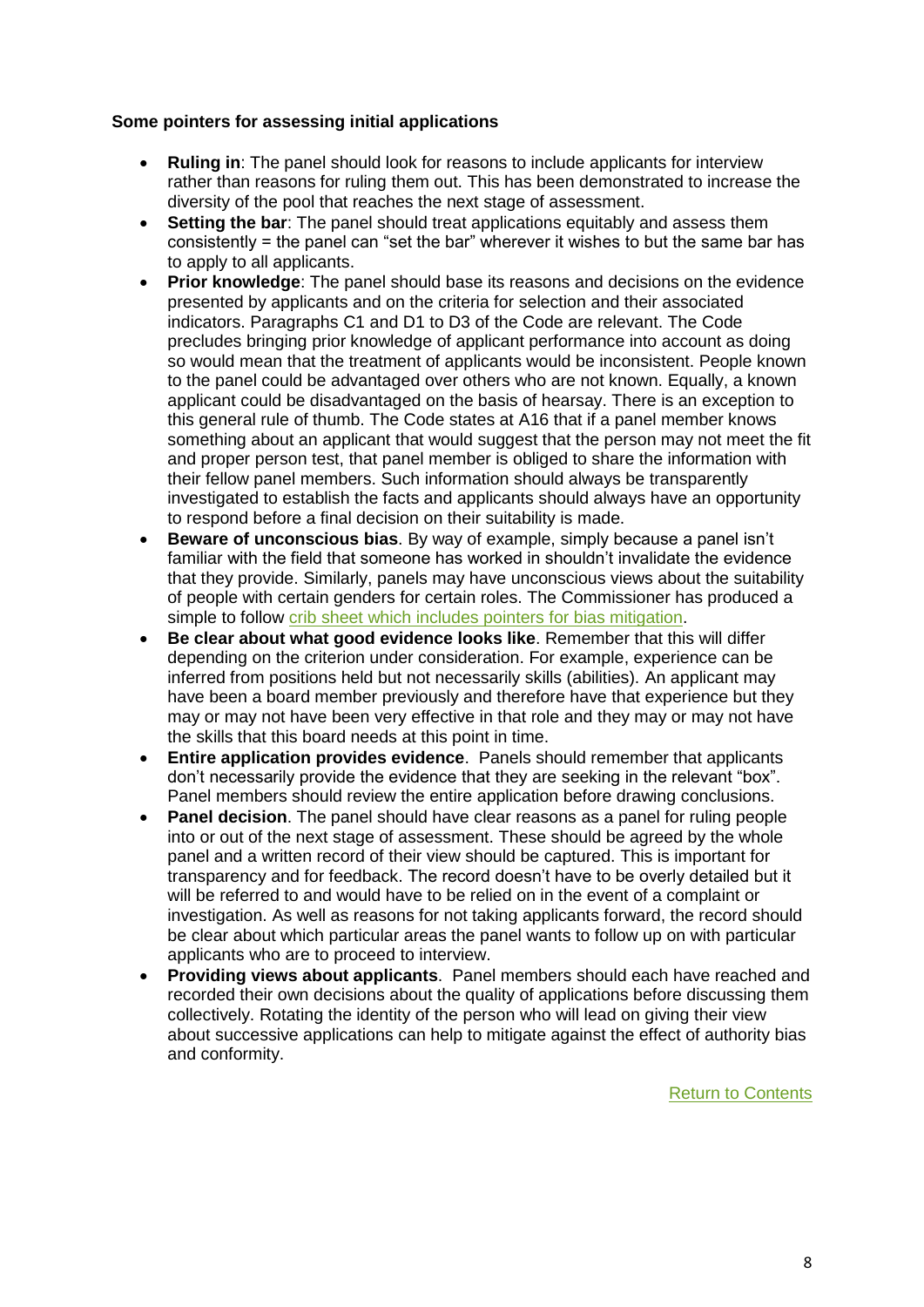**Some pointers for assessing initial applications**

- **Ruling in**: The panel should look for reasons to include applicants for interview rather than reasons for ruling them out. This has been demonstrated to increase the diversity of the pool that reaches the next stage of assessment.
- **Setting the bar**: The panel should treat applications equitably and assess them consistently = the panel can "set the bar" wherever it wishes to but the same bar has to apply to all applicants.
- **Prior knowledge**: The panel should base its reasons and decisions on the evidence presented by applicants and on the criteria for selection and their associated indicators. Paragraphs C1 and D1 to D3 of the Code are relevant. The Code precludes bringing prior knowledge of applicant performance into account as doing so would mean that the treatment of applicants would be inconsistent. People known to the panel could be advantaged over others who are not known. Equally, a known applicant could be disadvantaged on the basis of hearsay. There is an exception to this general rule of thumb. The Code states at A16 that if a panel member knows something about an applicant that would suggest that the person may not meet the fit and proper person test, that panel member is obliged to share the information with their fellow panel members. Such information should always be transparently investigated to establish the facts and applicants should always have an opportunity to respond before a final decision on their suitability is made.
- **Beware of unconscious bias**. By way of example, simply because a panel isn't familiar with the field that someone has worked in shouldn't invalidate the evidence that they provide. Similarly, panels may have unconscious views about the suitability of people with certain genders for certain roles. The Commissioner has produced a simple to follow crib sheet which includes pointers for bias mitigation.
- **Be clear about what good evidence looks like**. Remember that this will differ depending on the criterion under consideration. For example, experience can be inferred from positions held but not necessarily skills (abilities). An applicant may have been a board member previously and therefore have that experience but they may or may not have been very effective in that role and they may or may not have the skills that this board needs at this point in time.
- **Entire application provides evidence**. Panels should remember that applicants don't necessarily provide the evidence that they are seeking in the relevant "box". Panel members should review the entire application before drawing conclusions.
- **Panel decision**. The panel should have clear reasons as a panel for ruling people into or out of the next stage of assessment. These should be agreed by the whole panel and a written record of their view should be captured. This is important for transparency and for feedback. The record doesn't have to be overly detailed but it will be referred to and would have to be relied on in the event of a complaint or investigation. As well as reasons for not taking applicants forward, the record should be clear about which particular areas the panel wants to follow up on with particular applicants who are to proceed to interview.
- **Providing views about applicants**. Panel members should each have reached and recorded their own decisions about the quality of applications before discussing them collectively. Rotating the identity of the person who will lead on giving their view about successive applications can help to mitigate against the effect of authority bias and conformity.

Return to Contents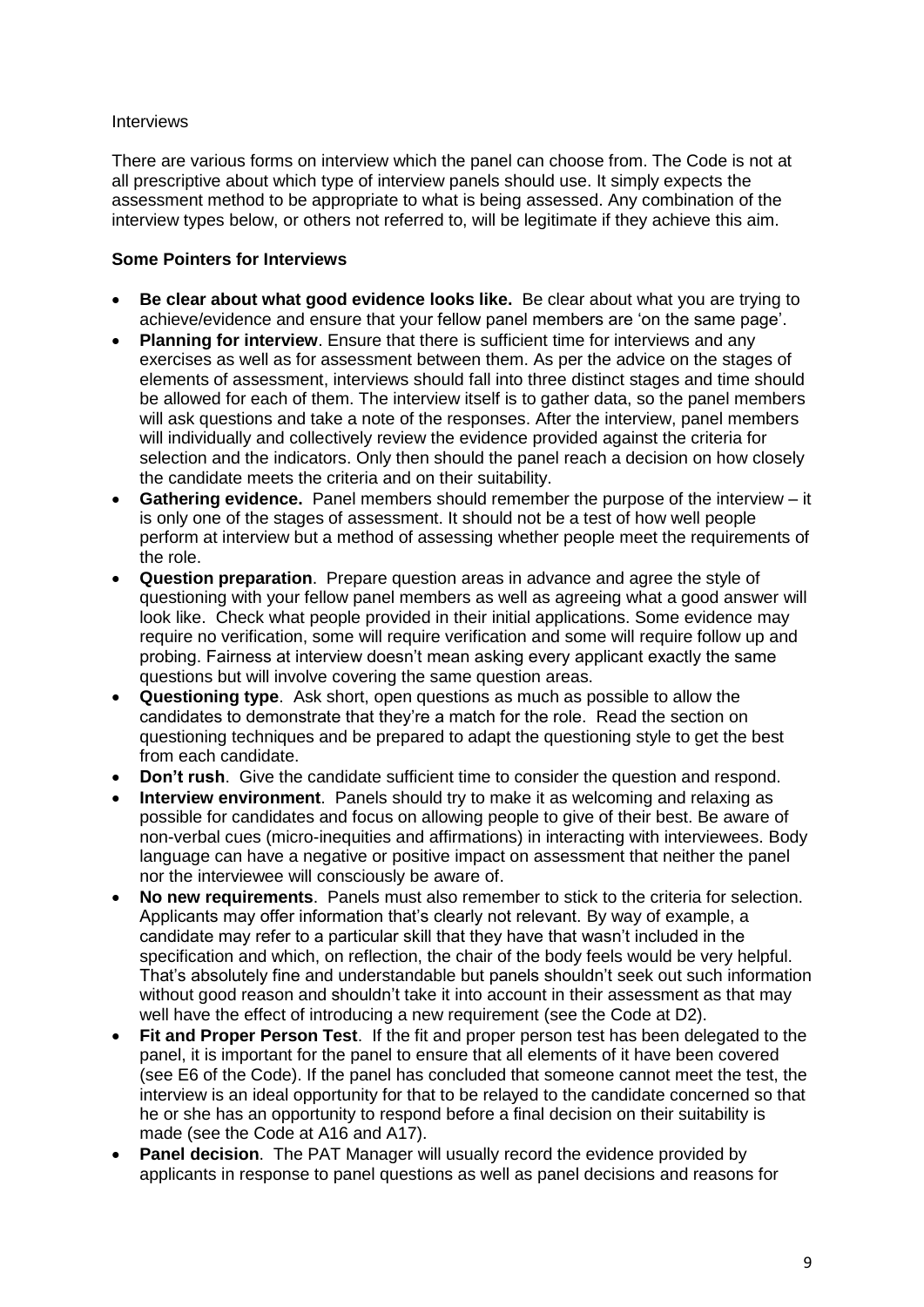Interviews

There are various forms on interview which the panel can choose from. The Code is not at all prescriptive about which type of interview panels should use. It simply expects the assessment method to be appropriate to what is being assessed. Any combination of the interview types below, or others not referred to, will be legitimate if they achieve this aim.

**Some Pointers for Interviews**

- **Be clear about what good evidence looks like.** Be clear about what you are trying to achieve/evidence and ensure that your fellow panel members are 'on the same page'.
- **Planning for interview**. Ensure that there is sufficient time for interviews and any exercises as well as for assessment between them. As per the advice on the stages of elements of assessment, interviews should fall into three distinct stages and time should be allowed for each of them. The interview itself is to gather data, so the panel members will ask questions and take a note of the responses. After the interview, panel members will individually and collectively review the evidence provided against the criteria for selection and the indicators. Only then should the panel reach a decision on how closely the candidate meets the criteria and on their suitability.
- **Gathering evidence.** Panel members should remember the purpose of the interview – it is only one of the stages of assessment. It should not be a test of how well people perform at interview but a method of assessing whether people meet the requirements of the role.
- **Question preparation**. Prepare question areas in advance and agree the style of questioning with your fellow panel members as well as agreeing what a good answer will look like. Check what people provided in their initial applications. Some evidence may require no verification, some will require verification and some will require follow up and probing. Fairness at interview doesn't mean asking every applicant exactly the same questions but will involve covering the same question areas.
- **Questioning type**. Ask short, open questions as much as possible to allow the candidates to demonstrate that they're a match for the role. Read the section on questioning techniques and be prepared to adapt the questioning style to get the best from each candidate.
- **Don't rush**. Give the candidate sufficient time to consider the question and respond.
- **Interview environment**. Panels should try to make it as welcoming and relaxing as possible for candidates and focus on allowing people to give of their best. Be aware of non-verbal cues (micro-inequities and affirmations) in interacting with interviewees. Body language can have a negative or positive impact on assessment that neither the panel nor the interviewee will consciously be aware of.
- **No new requirements**. Panels must also remember to stick to the criteria for selection. Applicants may offer information that's clearly not relevant. By way of example, a candidate may refer to a particular skill that they have that wasn't included in the specification and which, on reflection, the chair of the body feels would be very helpful. That's absolutely fine and understandable but panels shouldn't seek out such information without good reason and shouldn't take it into account in their assessment as that may well have the effect of introducing a new requirement (see the Code at D2).
- **Fit and Proper Person Test**. If the fit and proper person test has been delegated to the panel, it is important for the panel to ensure that all elements of it have been covered (see E6 of the Code). If the panel has concluded that someone cannot meet the test, the interview is an ideal opportunity for that to be relayed to the candidate concerned so that he or she has an opportunity to respond before a final decision on their suitability is made (see the Code at A16 and A17).
- **Panel decision**. The PAT Manager will usually record the evidence provided by applicants in response to panel questions as well as panel decisions and reasons for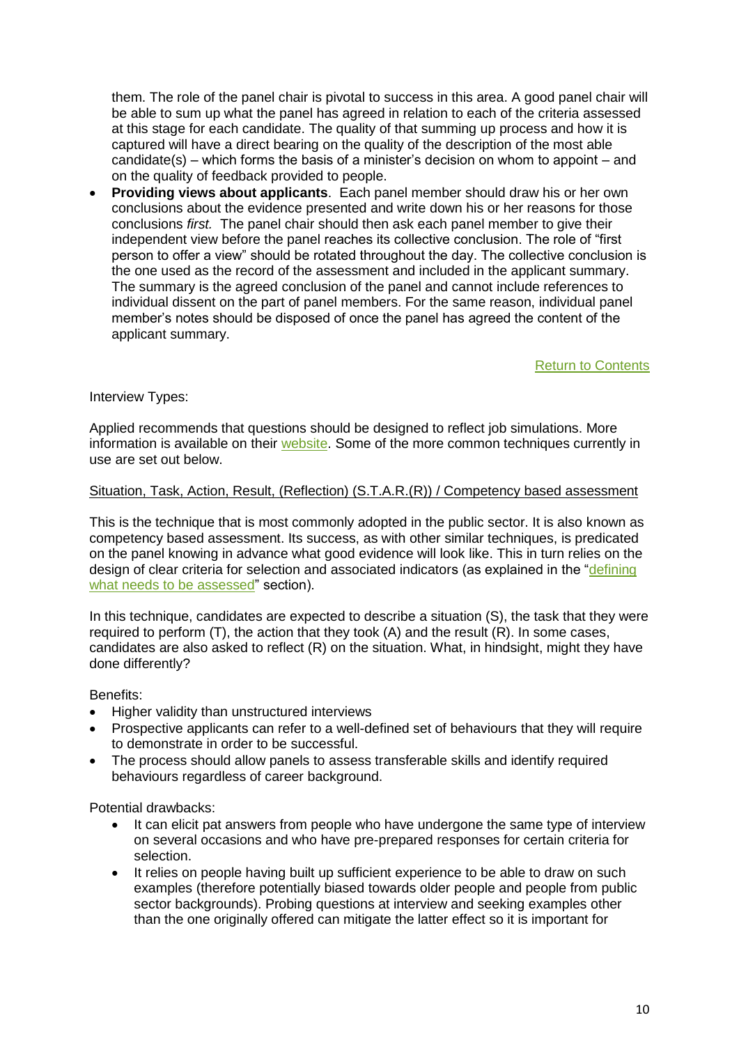them. The role of the panel chair is pivotal to success in this area. A good panel chair will be able to sum up what the panel has agreed in relation to each of the criteria assessed at this stage for each candidate. The quality of that summing up process and how it is captured will have a direct bearing on the quality of the description of the most able candidate(s) – which forms the basis of a minister's decision on whom to appoint – and on the quality of feedback provided to people.

- **Providing views about applicants**. Each panel member should draw his or her own conclusions about the evidence presented and write down his or her reasons for those conclusions *first.* The panel chair should then ask each panel member to give their independent view before the panel reaches its collective conclusion. The role of "first person to offer a view" should be rotated throughout the day. The collective conclusion is the one used as the record of the assessment and included in the applicant summary. The summary is the agreed conclusion of the panel and cannot include references to individual dissent on the part of panel members. For the same reason, individual panel member's notes should be disposed of once the panel has agreed the content of the applicant summary.

Return to Contents

Interview Types:

Applied recommends that questions should be designed to reflect job simulations. More information is available on their website. Some of the more common techniques currently in use are set out below.

Situation, Task, Action, Result, (Reflection) (S.T.A.R.(R)) / Competency based assessment

This is the technique that is most commonly adopted in the public sector. It is also known as competency based assessment. Its success, as with other similar techniques, is predicated on the panel knowing in advance what good evidence will look like. This in turn relies on the design of clear criteria for selection and associated indicators (as explained in the "defining what needs to be assessed" section).

In this technique, candidates are expected to describe a situation (S), the task that they were required to perform (T), the action that they took (A) and the result (R). In some cases, candidates are also asked to reflect (R) on the situation. What, in hindsight, might they have done differently?

Benefits:

- Higher validity than unstructured interviews
- Prospective applicants can refer to a well-defined set of behaviours that they will require to demonstrate in order to be successful.
- The process should allow panels to assess transferable skills and identify required behaviours regardless of career background.

Potential drawbacks:

- It can elicit pat answers from people who have undergone the same type of interview on several occasions and who have pre-prepared responses for certain criteria for selection.
- It relies on people having built up sufficient experience to be able to draw on such examples (therefore potentially biased towards older people and people from public sector backgrounds). Probing questions at interview and seeking examples other than the one originally offered can mitigate the latter effect so it is important for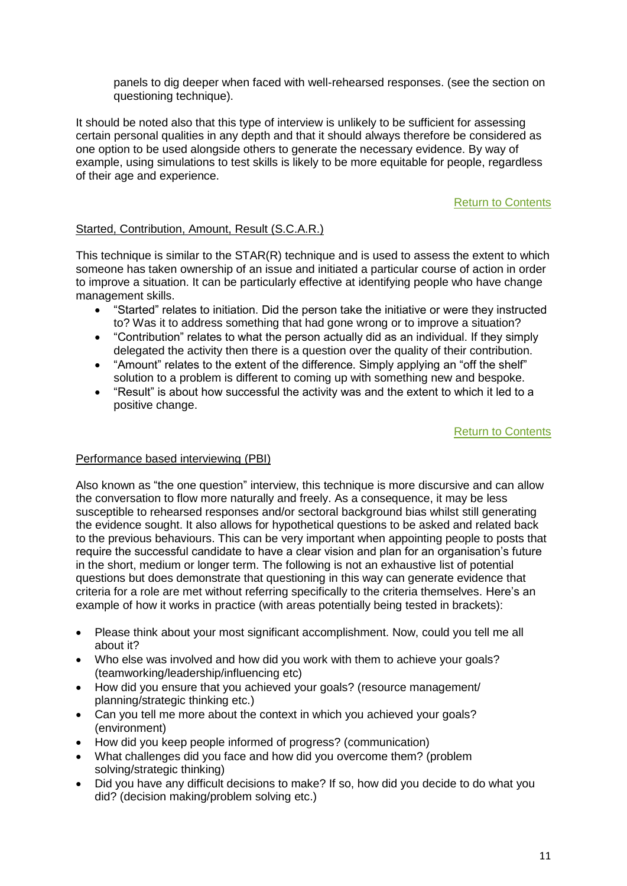panels to dig deeper when faced with well-rehearsed responses. (see the section on questioning technique).

It should be noted also that this type of interview is unlikely to be sufficient for assessing certain personal qualities in any depth and that it should always therefore be considered as one option to be used alongside others to generate the necessary evidence. By way of example, using simulations to test skills is likely to be more equitable for people, regardless of their age and experience.

Return to Contents

## Started, Contribution, Amount, Result (S.C.A.R.)

This technique is similar to the STAR(R) technique and is used to assess the extent to which someone has taken ownership of an issue and initiated a particular course of action in order to improve a situation. It can be particularly effective at identifying people who have change management skills.

- "Started" relates to initiation. Did the person take the initiative or were they instructed to? Was it to address something that had gone wrong or to improve a situation?
- "Contribution" relates to what the person actually did as an individual. If they simply delegated the activity then there is a question over the quality of their contribution.
- "Amount" relates to the extent of the difference. Simply applying an "off the shelf" solution to a problem is different to coming up with something new and bespoke.
- "Result" is about how successful the activity was and the extent to which it led to a positive change.

Return to Contents

## Performance based interviewing (PBI)

Also known as "the one question" interview, this technique is more discursive and can allow the conversation to flow more naturally and freely. As a consequence, it may be less susceptible to rehearsed responses and/or sectoral background bias whilst still generating the evidence sought. It also allows for hypothetical questions to be asked and related back to the previous behaviours. This can be very important when appointing people to posts that require the successful candidate to have a clear vision and plan for an organisation's future in the short, medium or longer term. The following is not an exhaustive list of potential questions but does demonstrate that questioning in this way can generate evidence that criteria for a role are met without referring specifically to the criteria themselves. Here's an example of how it works in practice (with areas potentially being tested in brackets):

- Please think about your most significant accomplishment. Now, could you tell me all about it?
- Who else was involved and how did you work with them to achieve your goals? (teamworking/leadership/influencing etc)
- How did you ensure that you achieved your goals? (resource management/ planning/strategic thinking etc.)
- Can you tell me more about the context in which you achieved your goals? (environment)
- How did you keep people informed of progress? (communication)
- What challenges did you face and how did you overcome them? (problem solving/strategic thinking)
- Did you have any difficult decisions to make? If so, how did you decide to do what you did? (decision making/problem solving etc.)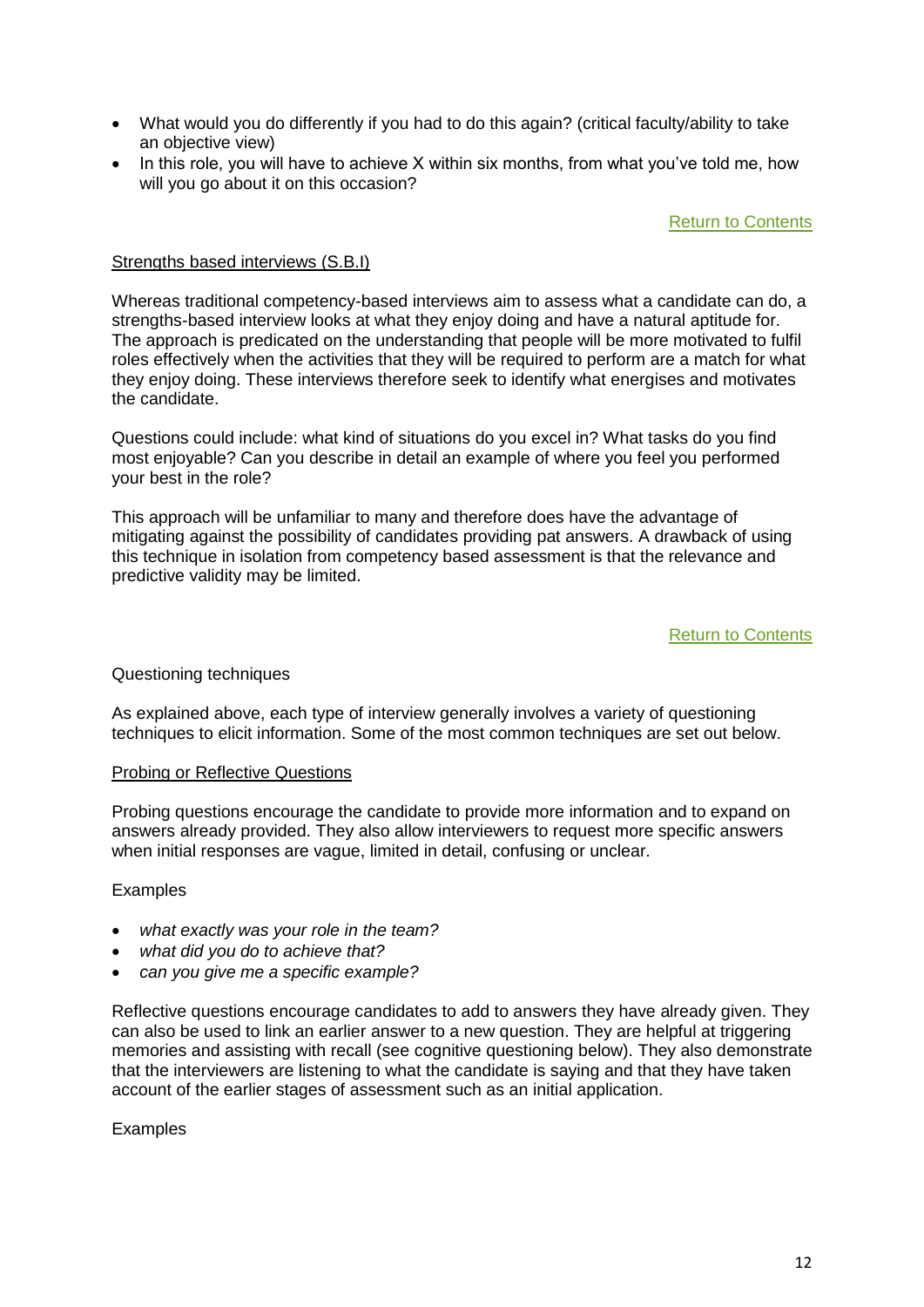- What would you do differently if you had to do this again? (critical faculty/ability to take an objective view)
- In this role, you will have to achieve X within six months, from what you've told me, how will you go about it on this occasion?

Return to Contents

<u>Strengths based interviews (S.B.I)</u>

Whereas traditional competency-based interviews aim to assess what a candidate can do, a strengths-based interview looks at what they enjoy doing and have a natural aptitude for. The approach is predicated on the understanding that people will be more motivated to fulfil roles effectively when the activities that they will be required to perform are a match for what they enjoy doing. These interviews therefore seek to identify what energises and motivates the candidate.

Questions could include: what kind of situations do you excel in? What tasks do you find most enjoyable? Can you describe in detail an example of where you feel you performed your best in the role?

This approach will be unfamiliar to many and therefore does have the advantage of mitigating against the possibility of candidates providing pat answers. A drawback of using this technique in isolation from competency based assessment is that the relevance and predictive validity may be limited.

Return to Contents

Questioning techniques

As explained above, each type of interview generally involves a variety of questioning techniques to elicit information. Some of the most common techniques are set out below.

<u>Probing or Reflective Questions</u>

Probing questions encourage the candidate to provide more information and to expand on answers already provided. They also allow interviewers to request more specific answers when initial responses are vague, limited in detail, confusing or unclear.

Examples

- *what exactly was your role in the team?*
- *what did you do to achieve that?*
- *can you give me a specific example?*

Reflective questions encourage candidates to add to answers they have already given. They can also be used to link an earlier answer to a new question. They are helpful at triggering memories and assisting with recall (see cognitive questioning below). They also demonstrate that the interviewers are listening to what the candidate is saying and that they have taken account of the earlier stages of assessment such as an initial application.

Examples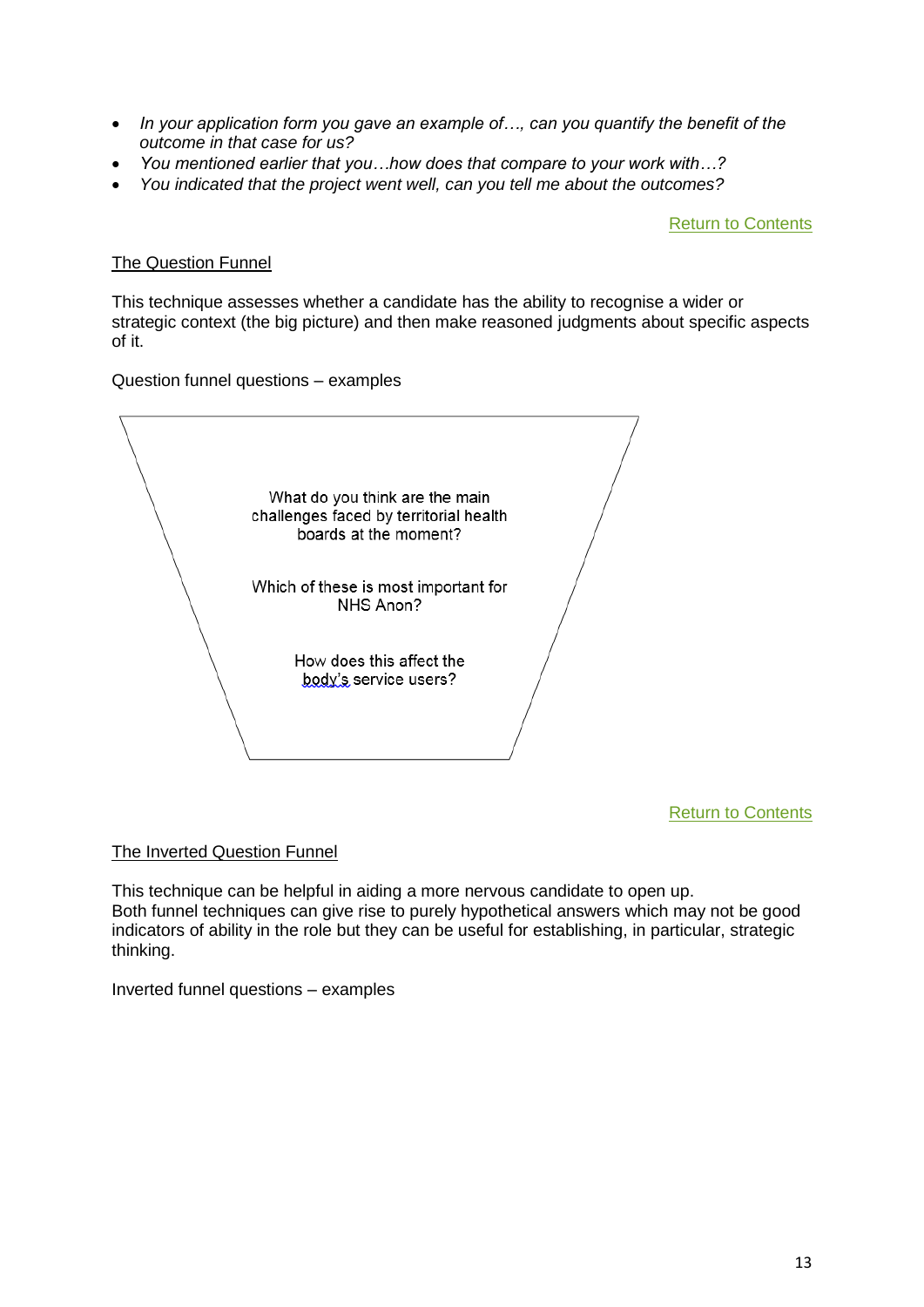- *In your application form you gave an example of…, can you quantify the benefit of the outcome in that case for us?*
- *You mentioned earlier that you…how does that compare to your work with…?*
- *You indicated that the project went well, can you tell me about the outcomes?*

Return to Contents

## The Question Funnel

This technique assesses whether a candidate has the ability to recognise a wider or strategic context (the big picture) and then make reasoned judgments about specific aspects of it.

Question funnel questions – examples

What do you think are the main challenges faced by territorial health boards at the moment?

Which of these is most important for NHS Anon?

How does this affect the body's service users?

Return to Contents

## The Inverted Question Funnel

This technique can be helpful in aiding a more nervous candidate to open up.
Both funnel techniques can give rise to purely hypothetical answers which may not be good indicators of ability in the role but they can be useful for establishing, in particular, strategic thinking.

Inverted funnel questions – examples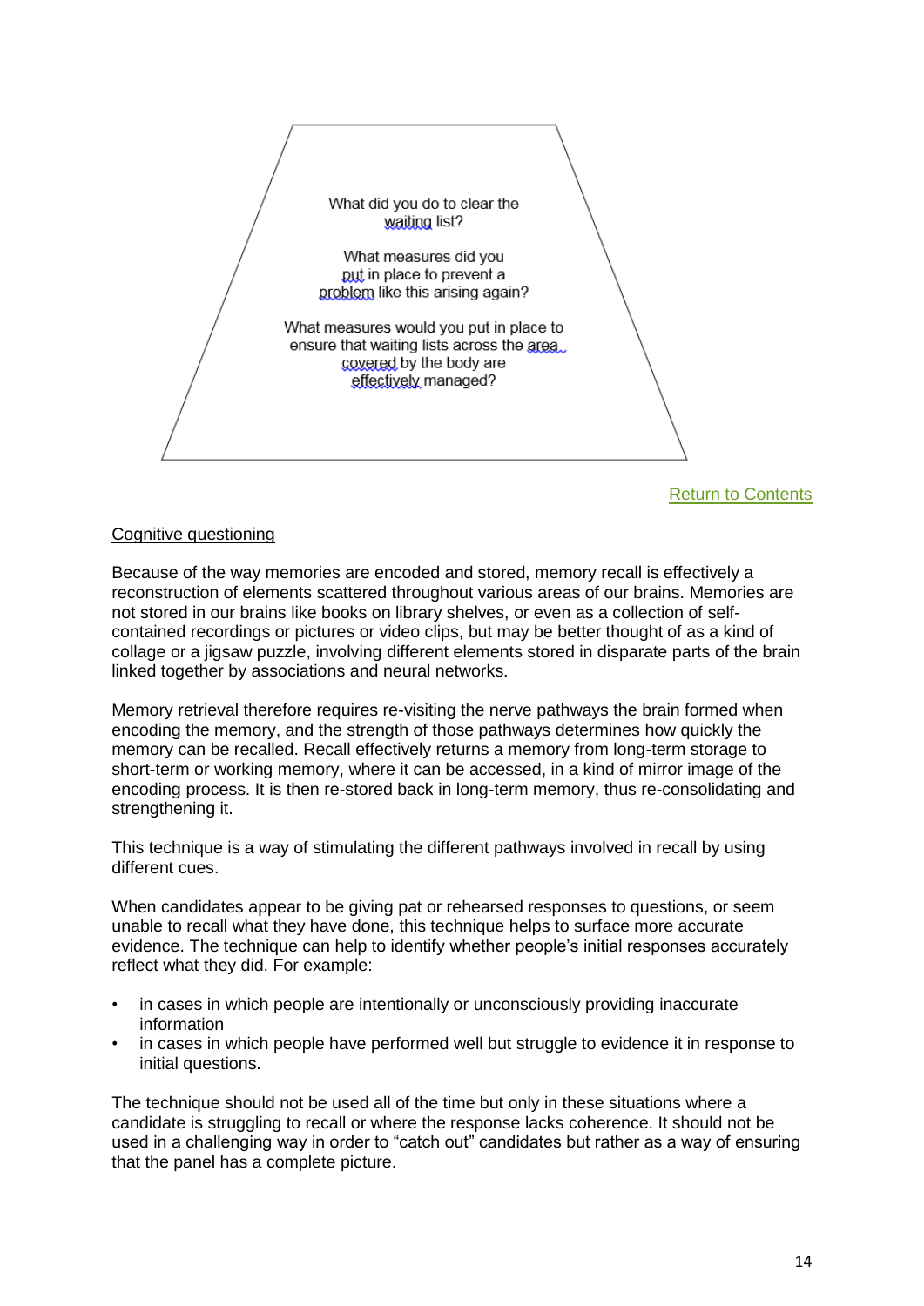What did you do to clear the waiting list?

What measures did you put in place to prevent a problem like this arising again?

What measures would you put in place to ensure that waiting lists across the area covered by the body are effectively managed?

Return to Contents

## Cognitive questioning

Because of the way memories are encoded and stored, memory recall is effectively a reconstruction of elements scattered throughout various areas of our brains. Memories are not stored in our brains like books on library shelves, or even as a collection of self-contained recordings or pictures or video clips, but may be better thought of as a kind of collage or a jigsaw puzzle, involving different elements stored in disparate parts of the brain linked together by associations and neural networks.

Memory retrieval therefore requires re-visiting the nerve pathways the brain formed when encoding the memory, and the strength of those pathways determines how quickly the memory can be recalled. Recall effectively returns a memory from long-term storage to short-term or working memory, where it can be accessed, in a kind of mirror image of the encoding process. It is then re-stored back in long-term memory, thus re-consolidating and strengthening it.

This technique is a way of stimulating the different pathways involved in recall by using different cues.

When candidates appear to be giving pat or rehearsed responses to questions, or seem unable to recall what they have done, this technique helps to surface more accurate evidence. The technique can help to identify whether people's initial responses accurately reflect what they did. For example:

- in cases in which people are intentionally or unconsciously providing inaccurate information
- in cases in which people have performed well but struggle to evidence it in response to initial questions.

The technique should not be used all of the time but only in these situations where a candidate is struggling to recall or where the response lacks coherence. It should not be used in a challenging way in order to "catch out" candidates but rather as a way of ensuring that the panel has a complete picture.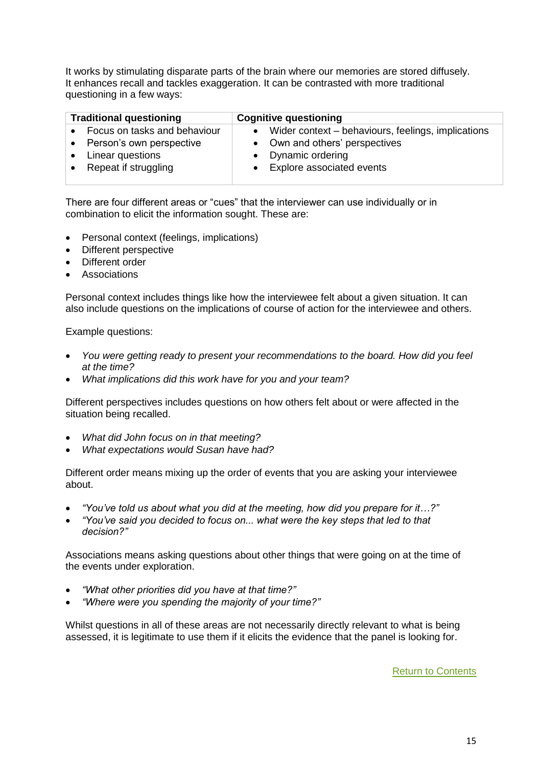It works by stimulating disparate parts of the brain where our memories are stored diffusely. It enhances recall and tackles exaggeration. It can be contrasted with more traditional questioning in a few ways:

| Traditional questioning | Cognitive questioning |
| --- | --- |
| • Focus on tasks and behaviour<br>• Person's own perspective<br>• Linear questions<br>• Repeat if struggling | • Wider context – behaviours, feelings, implications<br>• Own and others' perspectives<br>• Dynamic ordering<br>• Explore associated events |

There are four different areas or "cues" that the interviewer can use individually or in combination to elicit the information sought. These are:

- Personal context (feelings, implications)
- Different perspective
- Different order
- Associations

Personal context includes things like how the interviewee felt about a given situation. It can also include questions on the implications of course of action for the interviewee and others.

Example questions:

- *You were getting ready to present your recommendations to the board. How did you feel at the time?*
- *What implications did this work have for you and your team?*

Different perspectives includes questions on how others felt about or were affected in the situation being recalled.

- *What did John focus on in that meeting?*
- *What expectations would Susan have had?*

Different order means mixing up the order of events that you are asking your interviewee about.

- *"You've told us about what you did at the meeting, how did you prepare for it…?"*
- *"You've said you decided to focus on... what were the key steps that led to that decision?"*

Associations means asking questions about other things that were going on at the time of the events under exploration.

- *"What other priorities did you have at that time?"*
- *"Where were you spending the majority of your time?"*

Whilst questions in all of these areas are not necessarily directly relevant to what is being assessed, it is legitimate to use them if it elicits the evidence that the panel is looking for.

Return to Contents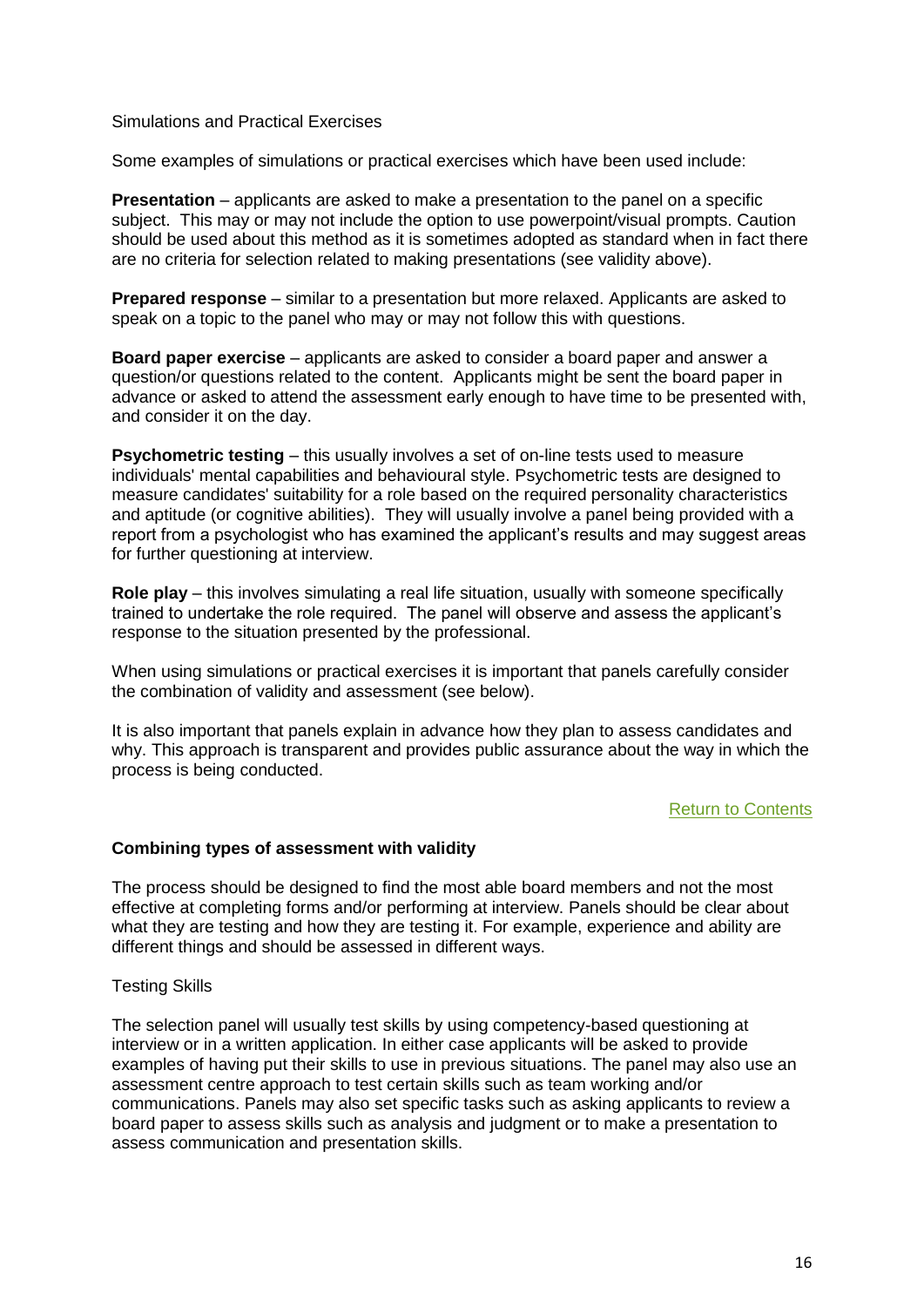Simulations and Practical Exercises

Some examples of simulations or practical exercises which have been used include:

**Presentation** – applicants are asked to make a presentation to the panel on a specific subject. This may or may not include the option to use powerpoint/visual prompts. Caution should be used about this method as it is sometimes adopted as standard when in fact there are no criteria for selection related to making presentations (see validity above).

**Prepared response** – similar to a presentation but more relaxed. Applicants are asked to speak on a topic to the panel who may or may not follow this with questions.

**Board paper exercise** – applicants are asked to consider a board paper and answer a question/or questions related to the content. Applicants might be sent the board paper in advance or asked to attend the assessment early enough to have time to be presented with, and consider it on the day.

**Psychometric testing** – this usually involves a set of on-line tests used to measure individuals' mental capabilities and behavioural style. Psychometric tests are designed to measure candidates' suitability for a role based on the required personality characteristics and aptitude (or cognitive abilities). They will usually involve a panel being provided with a report from a psychologist who has examined the applicant's results and may suggest areas for further questioning at interview.

**Role play** – this involves simulating a real life situation, usually with someone specifically trained to undertake the role required. The panel will observe and assess the applicant's response to the situation presented by the professional.

When using simulations or practical exercises it is important that panels carefully consider the combination of validity and assessment (see below).

It is also important that panels explain in advance how they plan to assess candidates and why. This approach is transparent and provides public assurance about the way in which the process is being conducted.

Return to Contents

**Combining types of assessment with validity**

The process should be designed to find the most able board members and not the most effective at completing forms and/or performing at interview. Panels should be clear about what they are testing and how they are testing it. For example, experience and ability are different things and should be assessed in different ways.

Testing Skills

The selection panel will usually test skills by using competency-based questioning at interview or in a written application. In either case applicants will be asked to provide examples of having put their skills to use in previous situations. The panel may also use an assessment centre approach to test certain skills such as team working and/or communications. Panels may also set specific tasks such as asking applicants to review a board paper to assess skills such as analysis and judgment or to make a presentation to assess communication and presentation skills.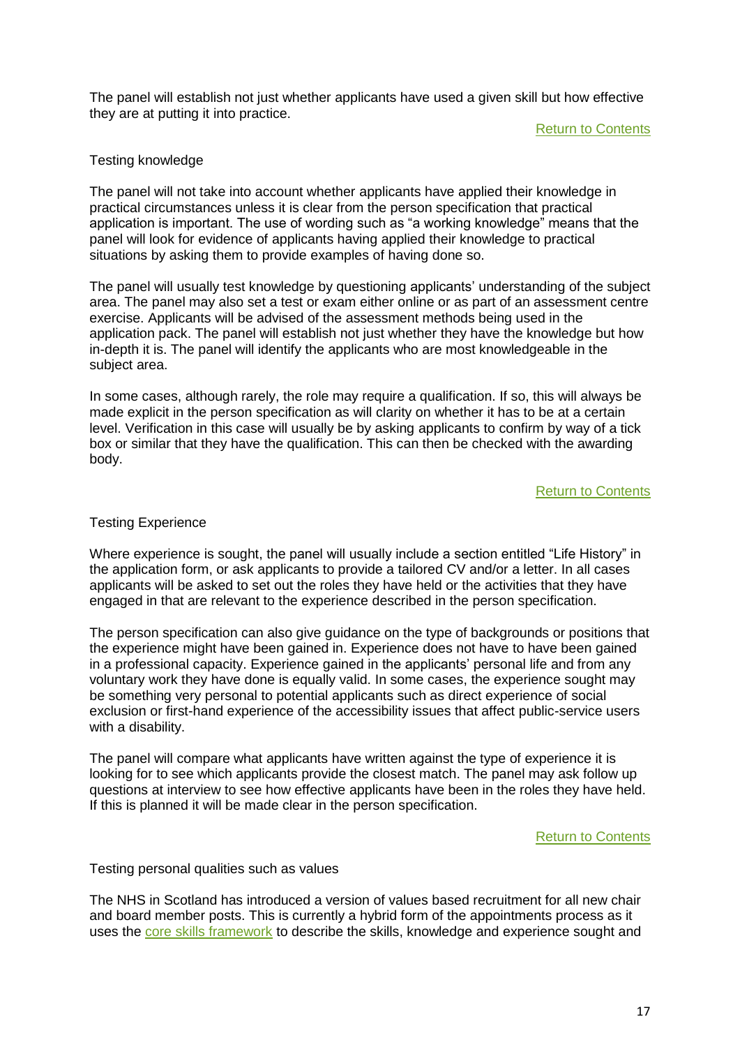The panel will establish not just whether applicants have used a given skill but how effective they are at putting it into practice.

[Return to Contents]

### Testing knowledge

The panel will not take into account whether applicants have applied their knowledge in practical circumstances unless it is clear from the person specification that practical application is important. The use of wording such as "a working knowledge" means that the panel will look for evidence of applicants having applied their knowledge to practical situations by asking them to provide examples of having done so.

The panel will usually test knowledge by questioning applicants' understanding of the subject area. The panel may also set a test or exam either online or as part of an assessment centre exercise. Applicants will be advised of the assessment methods being used in the application pack. The panel will establish not just whether they have the knowledge but how in-depth it is. The panel will identify the applicants who are most knowledgeable in the subject area.

In some cases, although rarely, the role may require a qualification. If so, this will always be made explicit in the person specification as will clarity on whether it has to be at a certain level. Verification in this case will usually be by asking applicants to confirm by way of a tick box or similar that they have the qualification. This can then be checked with the awarding body.

[Return to Contents]

### Testing Experience

Where experience is sought, the panel will usually include a section entitled "Life History" in the application form, or ask applicants to provide a tailored CV and/or a letter. In all cases applicants will be asked to set out the roles they have held or the activities that they have engaged in that are relevant to the experience described in the person specification.

The person specification can also give guidance on the type of backgrounds or positions that the experience might have been gained in. Experience does not have to have been gained in a professional capacity. Experience gained in the applicants' personal life and from any voluntary work they have done is equally valid. In some cases, the experience sought may be something very personal to potential applicants such as direct experience of social exclusion or first-hand experience of the accessibility issues that affect public-service users with a disability.

The panel will compare what applicants have written against the type of experience it is looking for to see which applicants provide the closest match. The panel may ask follow up questions at interview to see how effective applicants have been in the roles they have held. If this is planned it will be made clear in the person specification.

[Return to Contents]

### Testing personal qualities such as values

The NHS in Scotland has introduced a version of values based recruitment for all new chair and board member posts. This is currently a hybrid form of the appointments process as it uses the core skills framework to describe the skills, knowledge and experience sought and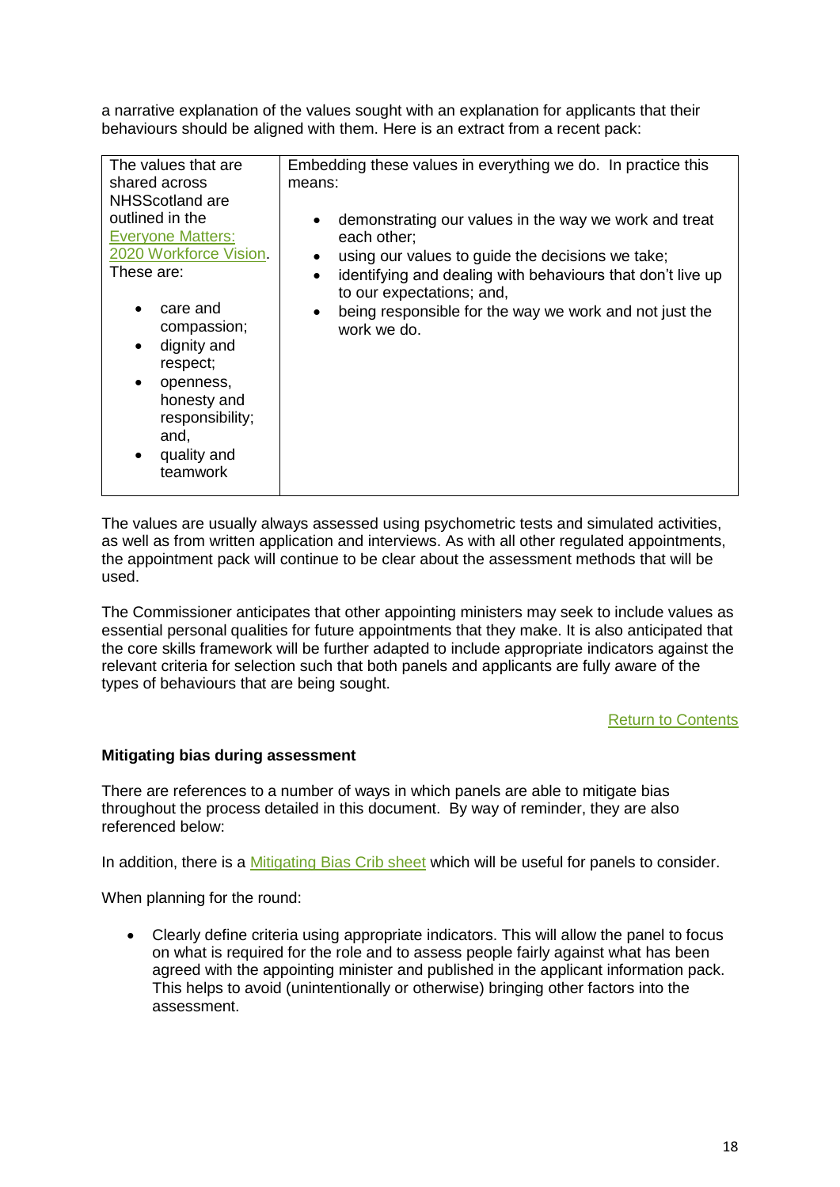a narrative explanation of the values sought with an explanation for applicants that their behaviours should be aligned with them. Here is an extract from a recent pack:

| The values that are shared across NHSScotland are outlined in the Everyone Matters: 2020 Workforce Vision. These are:<br><br>• care and compassion;<br>• dignity and respect;<br>• openness, honesty and responsibility; and,<br>• quality and teamwork | Embedding these values in everything we do. In practice this means:<br><br>• demonstrating our values in the way we work and treat each other;<br>• using our values to guide the decisions we take;<br>• identifying and dealing with behaviours that don't live up to our expectations; and,<br>• being responsible for the way we work and not just the work we do. |
|---|---|

The values are usually always assessed using psychometric tests and simulated activities, as well as from written application and interviews. As with all other regulated appointments, the appointment pack will continue to be clear about the assessment methods that will be used.

The Commissioner anticipates that other appointing ministers may seek to include values as essential personal qualities for future appointments that they make. It is also anticipated that the core skills framework will be further adapted to include appropriate indicators against the relevant criteria for selection such that both panels and applicants are fully aware of the types of behaviours that are being sought.

Return to Contents

**Mitigating bias during assessment**

There are references to a number of ways in which panels are able to mitigate bias throughout the process detailed in this document. By way of reminder, they are also referenced below:

In addition, there is a Mitigating Bias Crib sheet which will be useful for panels to consider.

When planning for the round:

- Clearly define criteria using appropriate indicators. This will allow the panel to focus on what is required for the role and to assess people fairly against what has been agreed with the appointing minister and published in the applicant information pack. This helps to avoid (unintentionally or otherwise) bringing other factors into the assessment.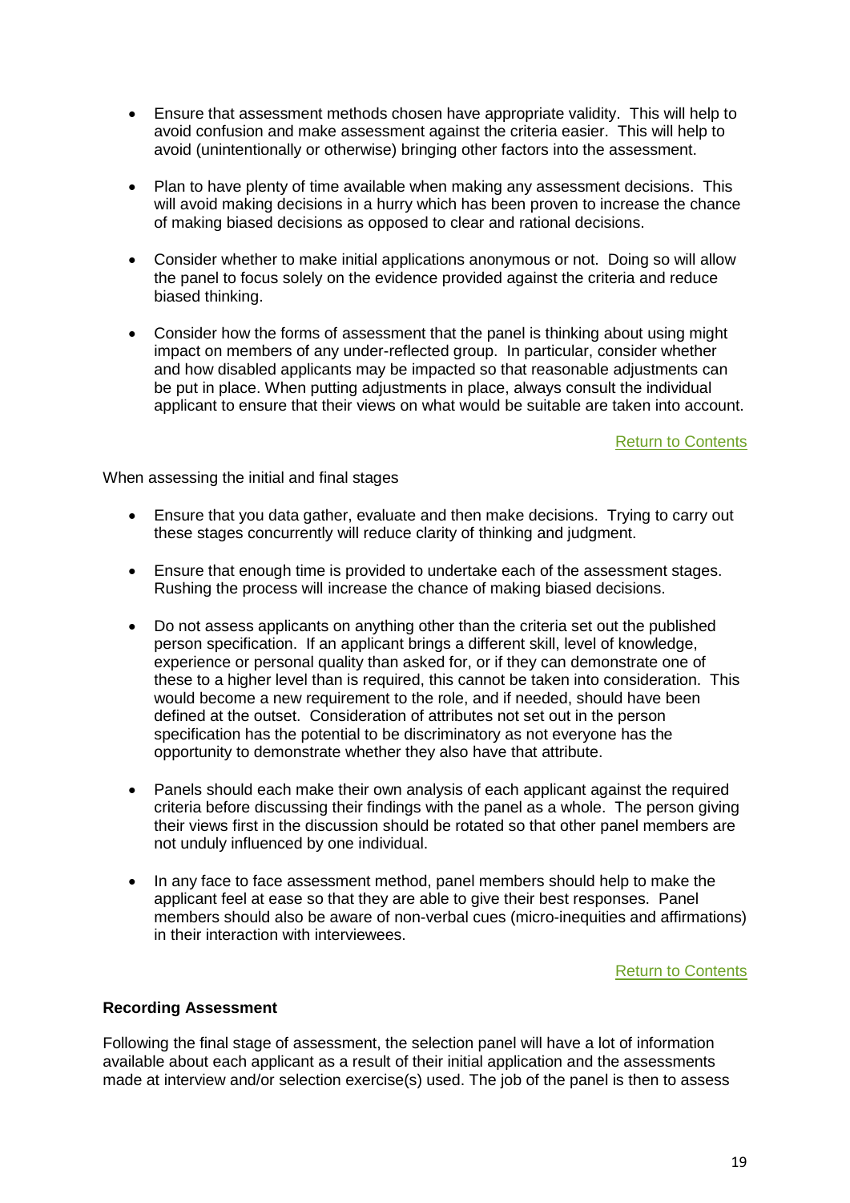- Ensure that assessment methods chosen have appropriate validity. This will help to avoid confusion and make assessment against the criteria easier. This will help to avoid (unintentionally or otherwise) bringing other factors into the assessment.

- Plan to have plenty of time available when making any assessment decisions. This will avoid making decisions in a hurry which has been proven to increase the chance of making biased decisions as opposed to clear and rational decisions.

- Consider whether to make initial applications anonymous or not. Doing so will allow the panel to focus solely on the evidence provided against the criteria and reduce biased thinking.

- Consider how the forms of assessment that the panel is thinking about using might impact on members of any under-reflected group. In particular, consider whether and how disabled applicants may be impacted so that reasonable adjustments can be put in place. When putting adjustments in place, always consult the individual applicant to ensure that their views on what would be suitable are taken into account.

Return to Contents

When assessing the initial and final stages

- Ensure that you data gather, evaluate and then make decisions. Trying to carry out these stages concurrently will reduce clarity of thinking and judgment.

- Ensure that enough time is provided to undertake each of the assessment stages. Rushing the process will increase the chance of making biased decisions.

- Do not assess applicants on anything other than the criteria set out the published person specification. If an applicant brings a different skill, level of knowledge, experience or personal quality than asked for, or if they can demonstrate one of these to a higher level than is required, this cannot be taken into consideration. This would become a new requirement to the role, and if needed, should have been defined at the outset. Consideration of attributes not set out in the person specification has the potential to be discriminatory as not everyone has the opportunity to demonstrate whether they also have that attribute.

- Panels should each make their own analysis of each applicant against the required criteria before discussing their findings with the panel as a whole. The person giving their views first in the discussion should be rotated so that other panel members are not unduly influenced by one individual.

- In any face to face assessment method, panel members should help to make the applicant feel at ease so that they are able to give their best responses. Panel members should also be aware of non-verbal cues (micro-inequities and affirmations) in their interaction with interviewees.

Return to Contents

**Recording Assessment**

Following the final stage of assessment, the selection panel will have a lot of information available about each applicant as a result of their initial application and the assessments made at interview and/or selection exercise(s) used. The job of the panel is then to assess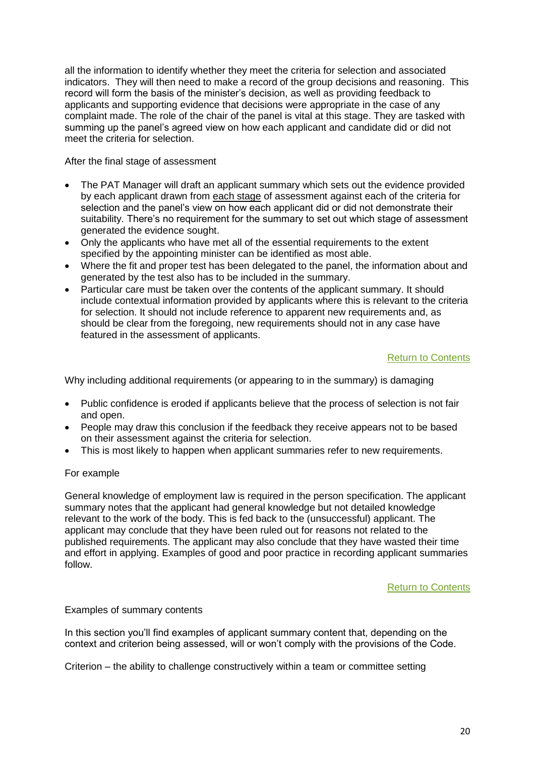all the information to identify whether they meet the criteria for selection and associated indicators. They will then need to make a record of the group decisions and reasoning. This record will form the basis of the minister's decision, as well as providing feedback to applicants and supporting evidence that decisions were appropriate in the case of any complaint made. The role of the chair of the panel is vital at this stage. They are tasked with summing up the panel's agreed view on how each applicant and candidate did or did not meet the criteria for selection.

After the final stage of assessment

- The PAT Manager will draft an applicant summary which sets out the evidence provided by each applicant drawn from each stage of assessment against each of the criteria for selection and the panel's view on how each applicant did or did not demonstrate their suitability. There's no requirement for the summary to set out which stage of assessment generated the evidence sought.
- Only the applicants who have met all of the essential requirements to the extent specified by the appointing minister can be identified as most able.
- Where the fit and proper test has been delegated to the panel, the information about and generated by the test also has to be included in the summary.
- Particular care must be taken over the contents of the applicant summary. It should include contextual information provided by applicants where this is relevant to the criteria for selection. It should not include reference to apparent new requirements and, as should be clear from the foregoing, new requirements should not in any case have featured in the assessment of applicants.

Return to Contents

Why including additional requirements (or appearing to in the summary) is damaging

- Public confidence is eroded if applicants believe that the process of selection is not fair and open.
- People may draw this conclusion if the feedback they receive appears not to be based on their assessment against the criteria for selection.
- This is most likely to happen when applicant summaries refer to new requirements.

For example

General knowledge of employment law is required in the person specification. The applicant summary notes that the applicant had general knowledge but not detailed knowledge relevant to the work of the body. This is fed back to the (unsuccessful) applicant. The applicant may conclude that they have been ruled out for reasons not related to the published requirements. The applicant may also conclude that they have wasted their time and effort in applying. Examples of good and poor practice in recording applicant summaries follow.

Return to Contents

Examples of summary contents

In this section you'll find examples of applicant summary content that, depending on the context and criterion being assessed, will or won't comply with the provisions of the Code.

Criterion – the ability to challenge constructively within a team or committee setting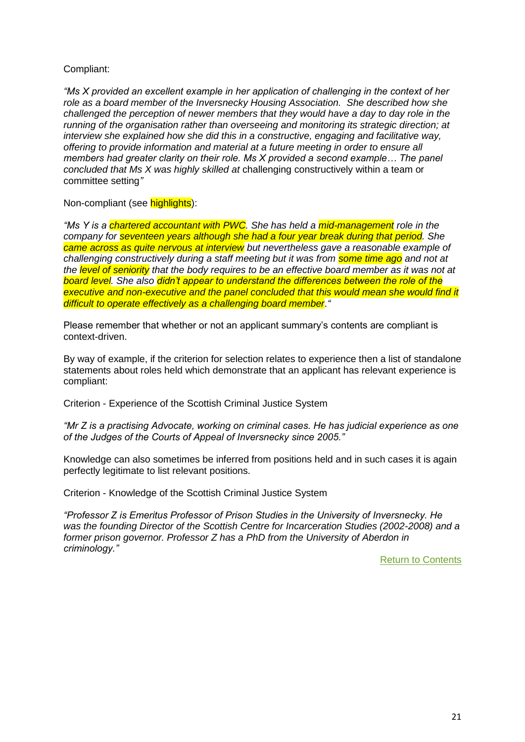Compliant:

*"Ms X provided an excellent example in her application of challenging in the context of her role as a board member of the Inversnecky Housing Association. She described how she challenged the perception of newer members that they would have a day to day role in the running of the organisation rather than overseeing and monitoring its strategic direction; at interview she explained how she did this in a constructive, engaging and facilitative way, offering to provide information and material at a future meeting in order to ensure all members had greater clarity on their role. Ms X provided a second example… The panel concluded that Ms X was highly skilled at* challenging constructively within a team or committee setting*"*

Non-compliant (see highlights):

*"Ms Y is a chartered accountant with PWC. She has held a mid-management role in the company for seventeen years although she had a four year break during that period. She came across as quite nervous at interview but nevertheless gave a reasonable example of challenging constructively during a staff meeting but it was from some time ago and not at the level of seniority that the body requires to be an effective board member as it was not at board level. She also didn't appear to understand the differences between the role of the executive and non-executive and the panel concluded that this would mean she would find it difficult to operate effectively as a challenging board member."*

Please remember that whether or not an applicant summary's contents are compliant is context-driven.

By way of example, if the criterion for selection relates to experience then a list of standalone statements about roles held which demonstrate that an applicant has relevant experience is compliant:

Criterion - Experience of the Scottish Criminal Justice System

*"Mr Z is a practising Advocate, working on criminal cases. He has judicial experience as one of the Judges of the Courts of Appeal of Inversnecky since 2005."*

Knowledge can also sometimes be inferred from positions held and in such cases it is again perfectly legitimate to list relevant positions.

Criterion - Knowledge of the Scottish Criminal Justice System

*"Professor Z is Emeritus Professor of Prison Studies in the University of Inversnecky. He was the founding Director of the Scottish Centre for Incarceration Studies (2002-2008) and a former prison governor. Professor Z has a PhD from the University of Aberdon in criminology."*

Return to Contents